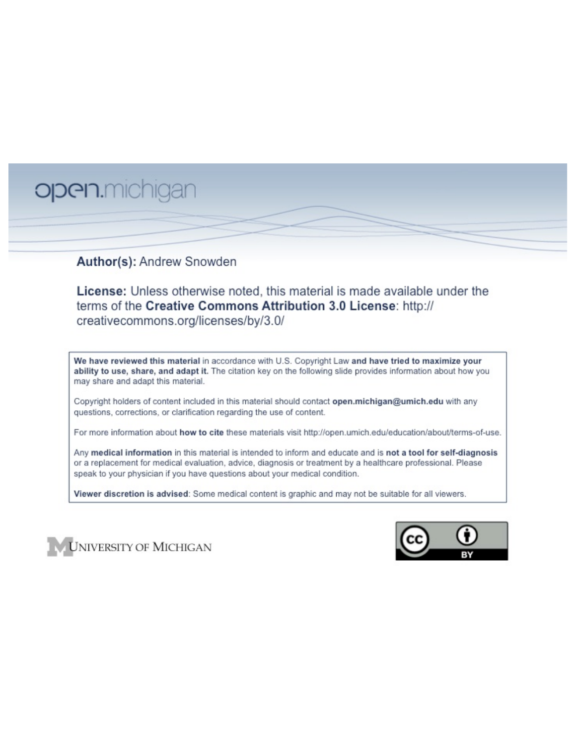open.michigan

**Author(s):** Andrew Snowden

**License:** Unless otherwise noted, this material is made available under the terms of the **Creative Commons Attribution 3.0 License**: http://creativecommons.org/licenses/by/3.0/

**We have reviewed this material** in accordance with U.S. Copyright Law **and have tried to maximize your ability to use, share, and adapt it.** The citation key on the following slide provides information about how you may share and adapt this material.

Copyright holders of content included in this material should contact **open.michigan@umich.edu** with any questions, corrections, or clarification regarding the use of content.

For more information about **how to cite** these materials visit http://open.umich.edu/education/about/terms-of-use.

Any **medical information** in this material is intended to inform and educate and is **not a tool for self-diagnosis** or a replacement for medical evaluation, advice, diagnosis or treatment by a healthcare professional. Please speak to your physician if you have questions about your medical condition.

**Viewer discretion is advised**: Some medical content is graphic and may not be suitable for all viewers.

UNIVERSITY OF MICHIGAN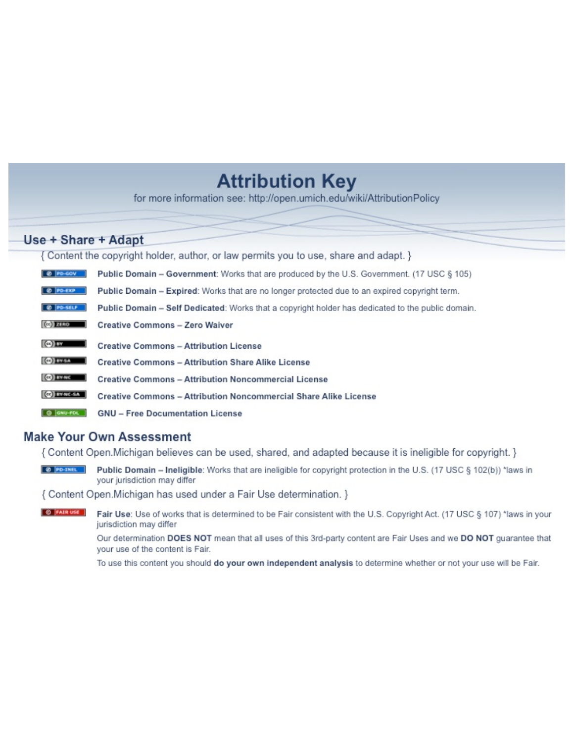# Attribution Key

for more information see: http://open.umich.edu/wiki/AttributionPolicy

## Use + Share + Adapt

{ Content the copyright holder, author, or law permits you to use, share and adapt. }

- **Public Domain – Government**: Works that are produced by the U.S. Government. (17 USC § 105)
- **Public Domain – Expired**: Works that are no longer protected due to an expired copyright term.
- **Public Domain – Self Dedicated**: Works that a copyright holder has dedicated to the public domain.
- **Creative Commons – Zero Waiver**
- **Creative Commons – Attribution License**
- **Creative Commons – Attribution Share Alike License**
- **Creative Commons – Attribution Noncommercial License**
- **Creative Commons – Attribution Noncommercial Share Alike License**
- **GNU – Free Documentation License**

## Make Your Own Assessment

{ Content Open.Michigan believes can be used, shared, and adapted because it is ineligible for copyright. }

- **Public Domain – Ineligible**: Works that are ineligible for copyright protection in the U.S. (17 USC § 102(b)) *laws in your jurisdiction may differ

{ Content Open.Michigan has used under a Fair Use determination. }

- **Fair Use**: Use of works that is determined to be Fair consistent with the U.S. Copyright Act. (17 USC § 107) *laws in your jurisdiction may differ

  Our determination **DOES NOT** mean that all uses of this 3rd-party content are Fair Uses and we **DO NOT** guarantee that your use of the content is Fair.

  To use this content you should **do your own independent analysis** to determine whether or not your use will be Fair.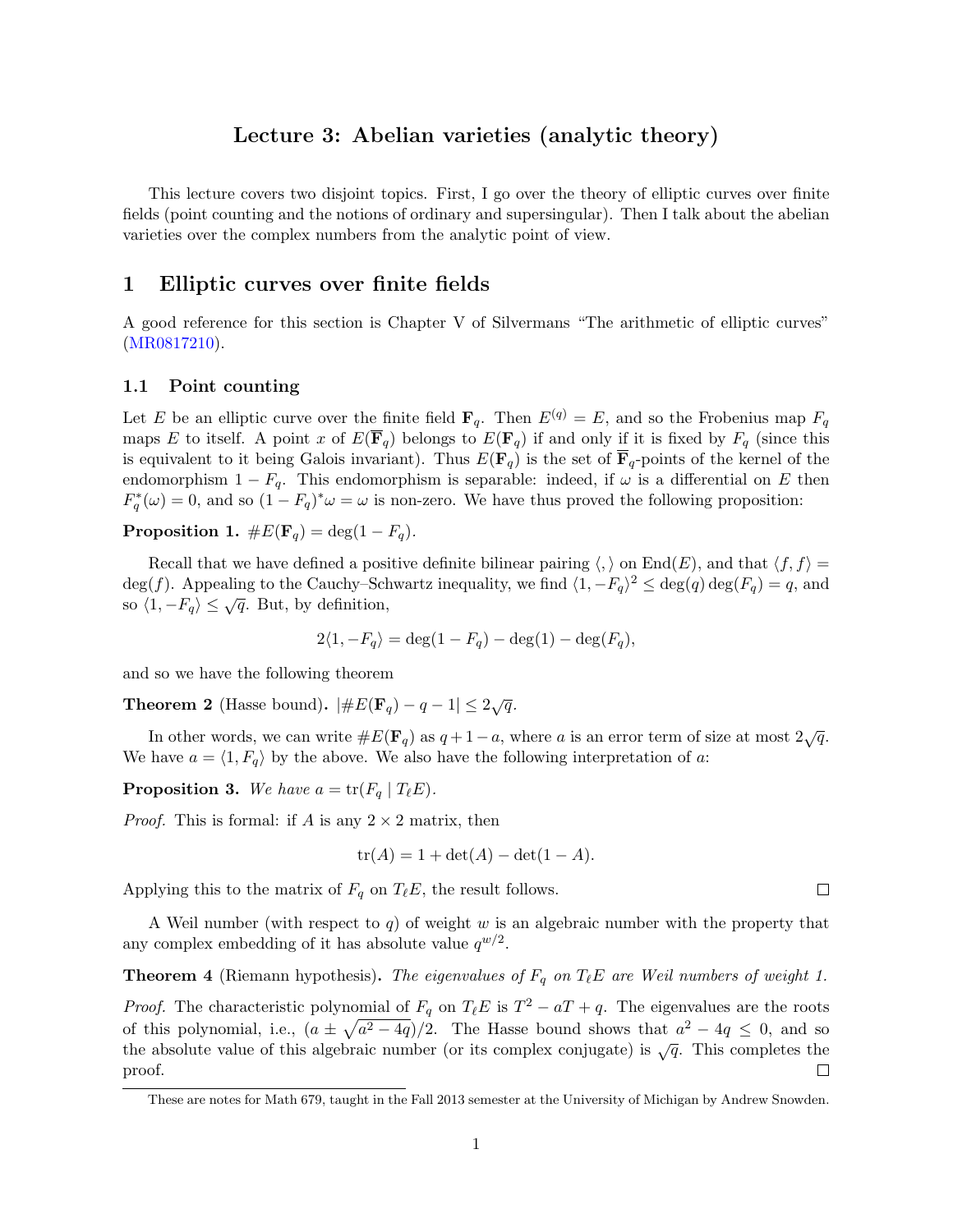# Lecture 3: Abelian varieties (analytic theory)

This lecture covers two disjoint topics. First, I go over the theory of elliptic curves over finite fields (point counting and the notions of ordinary and supersingular). Then I talk about the abelian varieties over the complex numbers from the analytic point of view.

## 1 Elliptic curves over finite fields

A good reference for this section is Chapter V of Silvermans "The arithmetic of elliptic curves" (MR0817210).

### 1.1 Point counting

Let $E$ be an elliptic curve over the finite field $\mathbf{F}_q$. Then $E^{(q)} = E$, and so the Frobenius map $F_q$ maps $E$ to itself. A point $x$ of $E(\overline{\mathbf{F}}_q)$ belongs to $E(\mathbf{F}_q)$ if and only if it is fixed by $F_q$ (since this is equivalent to it being Galois invariant). Thus $E(\mathbf{F}_q)$ is the set of $\overline{\mathbf{F}}_q$-points of the kernel of the endomorphism $1 - F_q$. This endomorphism is separable: indeed, if $\omega$ is a differential on $E$ then $F_q^*(\omega) = 0$, and so $(1 - F_q)^*\omega = \omega$ is non-zero. We have thus proved the following proposition:

**Proposition 1.** $\#E(\mathbf{F}_q) = \deg(1 - F_q)$.

Recall that we have defined a positive definite bilinear pairing $\langle , \rangle$ on $\mathrm{End}(E)$, and that $\langle f, f \rangle = \deg(f)$. Appealing to the Cauchy–Schwartz inequality, we find $\langle 1, -F_q \rangle^2 \le \deg(q) \deg(F_q) = q$, and so $\langle 1, -F_q \rangle \le \sqrt{q}$. But, by definition,

$$2\langle 1, -F_q \rangle = \deg(1 - F_q) - \deg(1) - \deg(F_q),$$

and so we have the following theorem

**Theorem 2** (Hasse bound)**.** $|\#E(\mathbf{F}_q) - q - 1| \le 2\sqrt{q}$.

In other words, we can write $\#E(\mathbf{F}_q)$ as $q + 1 - a$, where $a$ is an error term of size at most $2\sqrt{q}$. We have $a = \langle 1, F_q \rangle$ by the above. We also have the following interpretation of $a$:

**Proposition 3.** *We have* $a = \mathrm{tr}(F_q \mid T_\ell E)$.

*Proof.* This is formal: if $A$ is any $2 \times 2$ matrix, then

$$\mathrm{tr}(A) = 1 + \det(A) - \det(1 - A).$$

Applying this to the matrix of $F_q$ on $T_\ell E$, the result follows. □

A Weil number (with respect to $q$) of weight $w$ is an algebraic number with the property that any complex embedding of it has absolute value $q^{w/2}$.

**Theorem 4** (Riemann hypothesis)**.** *The eigenvalues of $F_q$ on $T_\ell E$ are Weil numbers of weight 1.*

*Proof.* The characteristic polynomial of $F_q$ on $T_\ell E$ is $T^2 - aT + q$. The eigenvalues are the roots of this polynomial, i.e., $(a \pm \sqrt{a^2 - 4q})/2$. The Hasse bound shows that $a^2 - 4q \le 0$, and so the absolute value of this algebraic number (or its complex conjugate) is $\sqrt{q}$. This completes the proof. □

These are notes for Math 679, taught in the Fall 2013 semester at the University of Michigan by Andrew Snowden.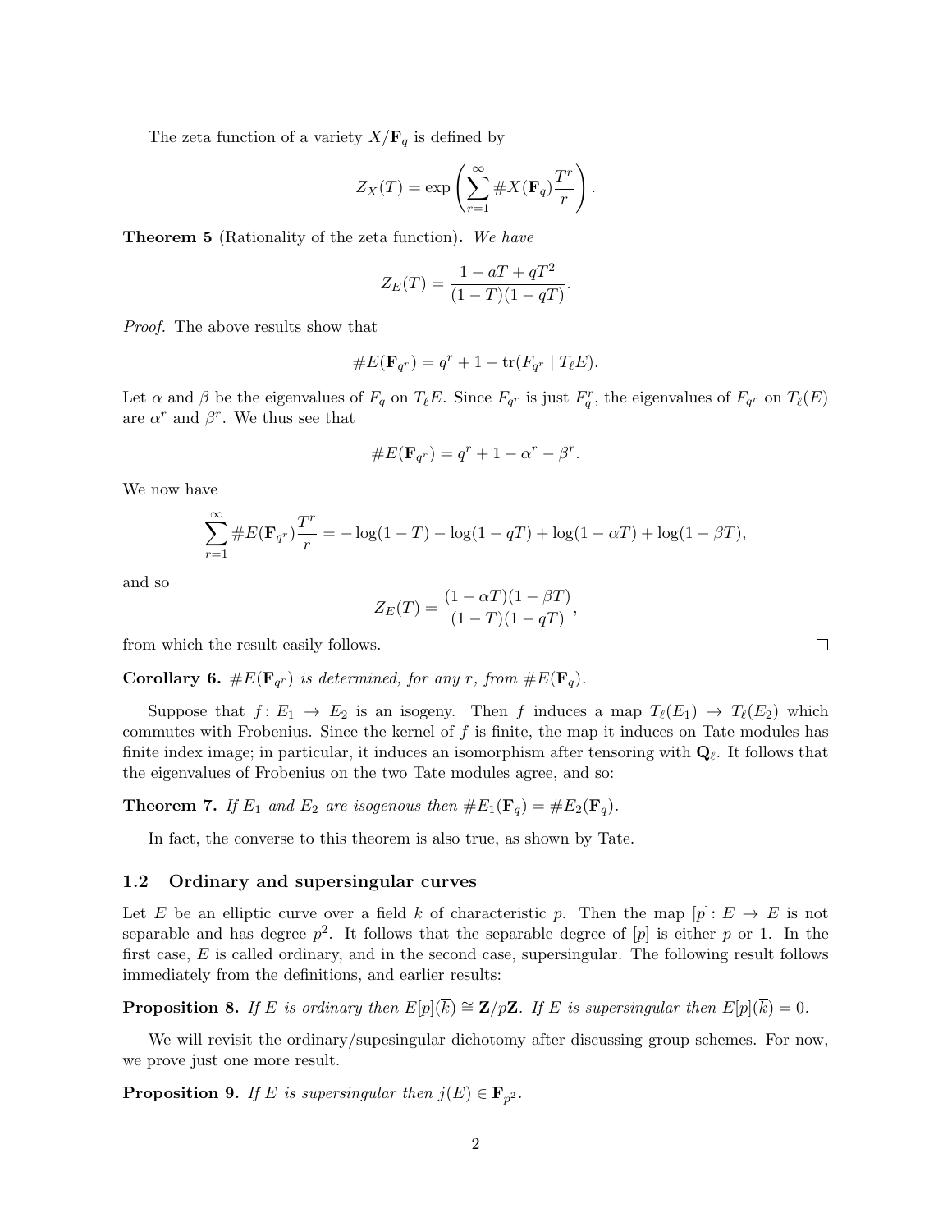The zeta function of a variety $X/\mathbf{F}_q$ is defined by

$$Z_X(T) = \exp\left(\sum_{r=1}^{\infty} \#X(\mathbf{F}_q)\frac{T^r}{r}\right).$$

**Theorem 5** (Rationality of the zeta function)**.** *We have*

$$Z_E(T) = \frac{1 - aT + qT^2}{(1-T)(1-qT)}.$$

*Proof.* The above results show that

$$\#E(\mathbf{F}_{q^r}) = q^r + 1 - \mathrm{tr}(F_{q^r} \mid T_\ell E).$$

Let $\alpha$ and $\beta$ be the eigenvalues of $F_q$ on $T_\ell E$. Since $F_{q^r}$ is just $F_q^r$, the eigenvalues of $F_{q^r}$ on $T_\ell(E)$ are $\alpha^r$ and $\beta^r$. We thus see that

$$\#E(\mathbf{F}_{q^r}) = q^r + 1 - \alpha^r - \beta^r.$$

We now have

$$\sum_{r=1}^{\infty} \#E(\mathbf{F}_{q^r})\frac{T^r}{r} = -\log(1-T) - \log(1-qT) + \log(1-\alpha T) + \log(1-\beta T),$$

and so

$$Z_E(T) = \frac{(1-\alpha T)(1-\beta T)}{(1-T)(1-qT)},$$

from which the result easily follows. □

**Corollary 6.** *$\#E(\mathbf{F}_{q^r})$ is determined, for any $r$, from $\#E(\mathbf{F}_q)$.*

Suppose that $f\colon E_1 \to E_2$ is an isogeny. Then $f$ induces a map $T_\ell(E_1) \to T_\ell(E_2)$ which commutes with Frobenius. Since the kernel of $f$ is finite, the map it induces on Tate modules has finite index image; in particular, it induces an isomorphism after tensoring with $\mathbf{Q}_\ell$. It follows that the eigenvalues of Frobenius on the two Tate modules agree, and so:

**Theorem 7.** *If $E_1$ and $E_2$ are isogenous then $\#E_1(\mathbf{F}_q) = \#E_2(\mathbf{F}_q)$.*

In fact, the converse to this theorem is also true, as shown by Tate.

### 1.2 Ordinary and supersingular curves

Let $E$ be an elliptic curve over a field $k$ of characteristic $p$. Then the map $[p]\colon E \to E$ is not separable and has degree $p^2$. It follows that the separable degree of $[p]$ is either $p$ or 1. In the first case, $E$ is called ordinary, and in the second case, supersingular. The following result follows immediately from the definitions, and earlier results:

**Proposition 8.** *If $E$ is ordinary then $E[p](\overline{k}) \cong \mathbf{Z}/p\mathbf{Z}$. If $E$ is supersingular then $E[p](\overline{k}) = 0$.*

We will revisit the ordinary/supesingular dichotomy after discussing group schemes. For now, we prove just one more result.

**Proposition 9.** *If $E$ is supersingular then $j(E) \in \mathbf{F}_{p^2}$.*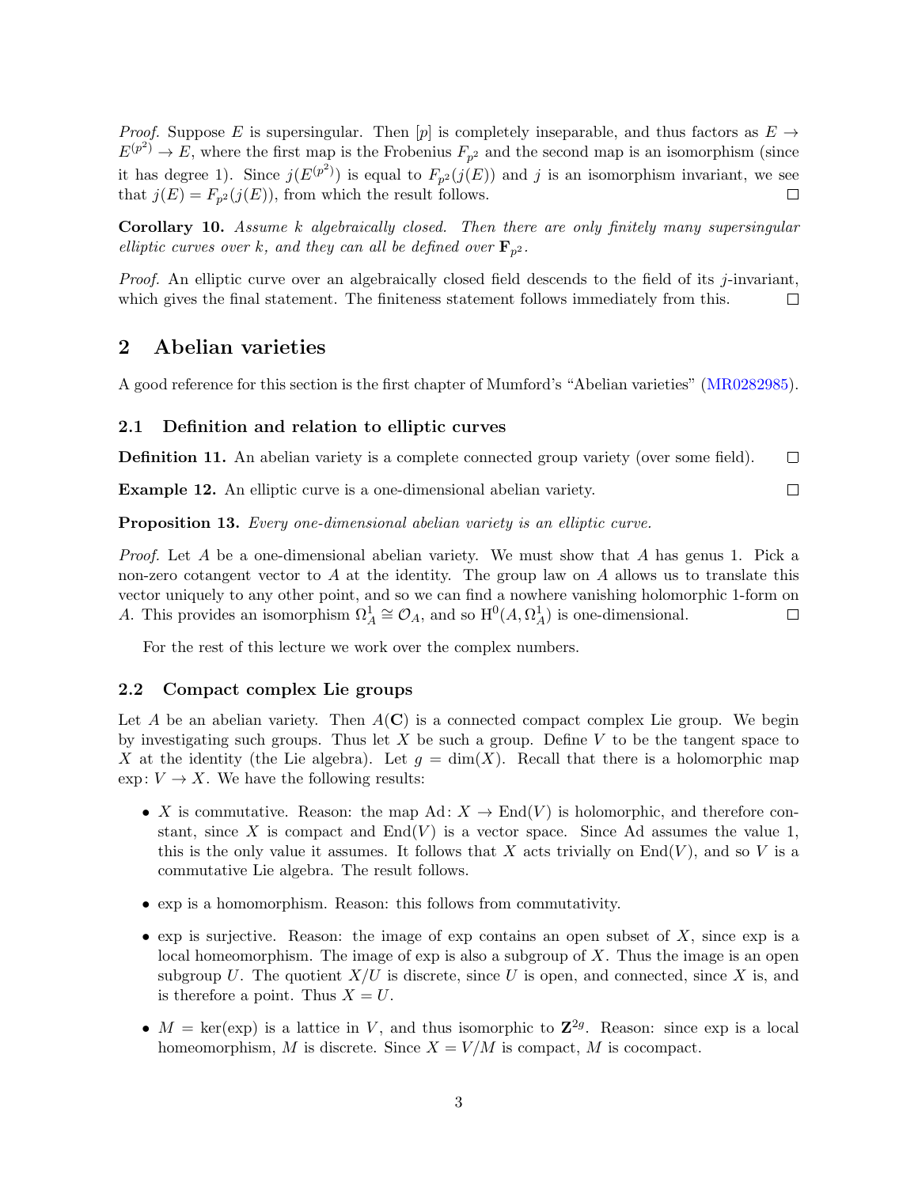*Proof.* Suppose $E$ is supersingular. Then $[p]$ is completely inseparable, and thus factors as $E \to E^{(p^2)} \to E$, where the first map is the Frobenius $F_{p^2}$ and the second map is an isomorphism (since it has degree 1). Since $j(E^{(p^2)})$ is equal to $F_{p^2}(j(E))$ and $j$ is an isomorphism invariant, we see that $j(E) = F_{p^2}(j(E))$, from which the result follows. □

**Corollary 10.** *Assume $k$ algebraically closed. Then there are only finitely many supersingular elliptic curves over $k$, and they can all be defined over $\mathbf{F}_{p^2}$.*

*Proof.* An elliptic curve over an algebraically closed field descends to the field of its $j$-invariant, which gives the final statement. The finiteness statement follows immediately from this. □

## 2 Abelian varieties

A good reference for this section is the first chapter of Mumford's "Abelian varieties" (MR0282985).

### 2.1 Definition and relation to elliptic curves

**Definition 11.** An abelian variety is a complete connected group variety (over some field). □

**Example 12.** An elliptic curve is a one-dimensional abelian variety. □

**Proposition 13.** *Every one-dimensional abelian variety is an elliptic curve.*

*Proof.* Let $A$ be a one-dimensional abelian variety. We must show that $A$ has genus 1. Pick a non-zero cotangent vector to $A$ at the identity. The group law on $A$ allows us to translate this vector uniquely to any other point, and so we can find a nowhere vanishing holomorphic 1-form on $A$. This provides an isomorphism $\Omega^1_A \cong \mathcal{O}_A$, and so $\mathrm{H}^0(A, \Omega^1_A)$ is one-dimensional. □

For the rest of this lecture we work over the complex numbers.

### 2.2 Compact complex Lie groups

Let $A$ be an abelian variety. Then $A(\mathbf{C})$ is a connected compact complex Lie group. We begin by investigating such groups. Thus let $X$ be such a group. Define $V$ to be the tangent space to $X$ at the identity (the Lie algebra). Let $g = \dim(X)$. Recall that there is a holomorphic map $\exp\colon V \to X$. We have the following results:

- $X$ is commutative. Reason: the map $\mathrm{Ad}\colon X \to \mathrm{End}(V)$ is holomorphic, and therefore constant, since $X$ is compact and $\mathrm{End}(V)$ is a vector space. Since Ad assumes the value 1, this is the only value it assumes. It follows that $X$ acts trivially on $\mathrm{End}(V)$, and so $V$ is a commutative Lie algebra. The result follows.

- exp is a homomorphism. Reason: this follows from commutativity.

- exp is surjective. Reason: the image of exp contains an open subset of $X$, since exp is a local homeomorphism. The image of exp is also a subgroup of $X$. Thus the image is an open subgroup $U$. The quotient $X/U$ is discrete, since $U$ is open, and connected, since $X$ is, and is therefore a point. Thus $X = U$.

- $M = \ker(\exp)$ is a lattice in $V$, and thus isomorphic to $\mathbf{Z}^{2g}$. Reason: since exp is a local homeomorphism, $M$ is discrete. Since $X = V/M$ is compact, $M$ is cocompact.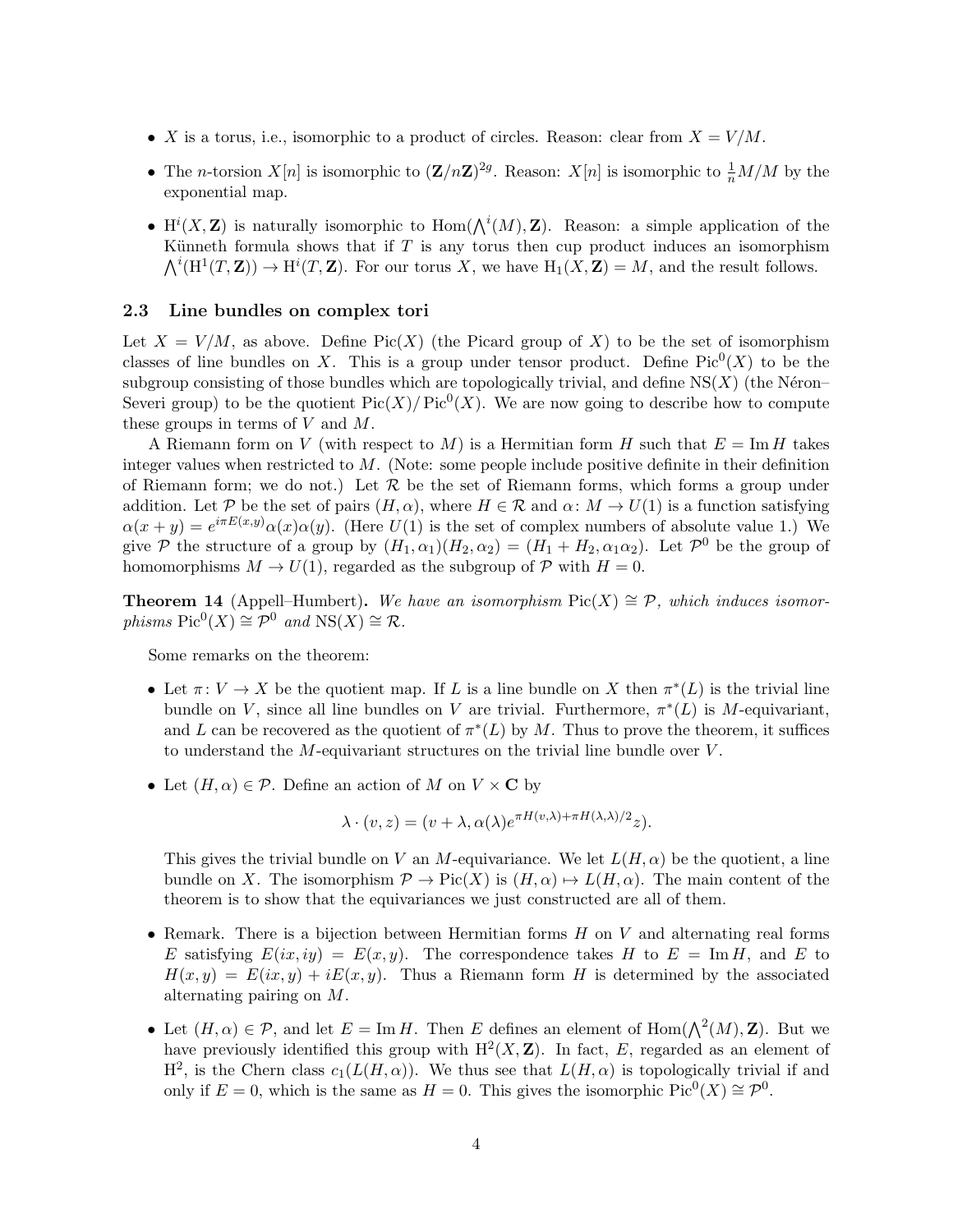- $X$ is a torus, i.e., isomorphic to a product of circles. Reason: clear from $X = V/M$.
- The $n$-torsion $X[n]$ is isomorphic to $(\mathbf{Z}/n\mathbf{Z})^{2g}$. Reason: $X[n]$ is isomorphic to $\frac{1}{n}M/M$ by the exponential map.
- $\mathrm{H}^i(X, \mathbf{Z})$ is naturally isomorphic to $\mathrm{Hom}(\bigwedge^i(M), \mathbf{Z})$. Reason: a simple application of the Künneth formula shows that if $T$ is any torus then cup product induces an isomorphism $\bigwedge^i(\mathrm{H}^1(T, \mathbf{Z})) \to \mathrm{H}^i(T, \mathbf{Z})$. For our torus $X$, we have $\mathrm{H}_1(X, \mathbf{Z}) = M$, and the result follows.

### 2.3 Line bundles on complex tori

Let $X = V/M$, as above. Define $\mathrm{Pic}(X)$ (the Picard group of $X$) to be the set of isomorphism classes of line bundles on $X$. This is a group under tensor product. Define $\mathrm{Pic}^0(X)$ to be the subgroup consisting of those bundles which are topologically trivial, and define $\mathrm{NS}(X)$ (the Néron–Severi group) to be the quotient $\mathrm{Pic}(X)/\mathrm{Pic}^0(X)$. We are now going to describe how to compute these groups in terms of $V$ and $M$.

A Riemann form on $V$ (with respect to $M$) is a Hermitian form $H$ such that $E = \mathrm{Im}\, H$ takes integer values when restricted to $M$. (Note: some people include positive definite in their definition of Riemann form; we do not.) Let $\mathcal{R}$ be the set of Riemann forms, which forms a group under addition. Let $\mathcal{P}$ be the set of pairs $(H, \alpha)$, where $H \in \mathcal{R}$ and $\alpha \colon M \to U(1)$ is a function satisfying $\alpha(x+y) = e^{i\pi E(x,y)}\alpha(x)\alpha(y)$. (Here $U(1)$ is the set of complex numbers of absolute value 1.) We give $\mathcal{P}$ the structure of a group by $(H_1, \alpha_1)(H_2, \alpha_2) = (H_1 + H_2, \alpha_1\alpha_2)$. Let $\mathcal{P}^0$ be the group of homomorphisms $M \to U(1)$, regarded as the subgroup of $\mathcal{P}$ with $H = 0$.

**Theorem 14** (Appell–Humbert)**.** *We have an isomorphism $\mathrm{Pic}(X) \cong \mathcal{P}$, which induces isomorphisms $\mathrm{Pic}^0(X) \cong \mathcal{P}^0$ and $\mathrm{NS}(X) \cong \mathcal{R}$.*

Some remarks on the theorem:

- Let $\pi \colon V \to X$ be the quotient map. If $L$ is a line bundle on $X$ then $\pi^*(L)$ is the trivial line bundle on $V$, since all line bundles on $V$ are trivial. Furthermore, $\pi^*(L)$ is $M$-equivariant, and $L$ can be recovered as the quotient of $\pi^*(L)$ by $M$. Thus to prove the theorem, it suffices to understand the $M$-equivariant structures on the trivial line bundle over $V$.
- Let $(H, \alpha) \in \mathcal{P}$. Define an action of $M$ on $V \times \mathbf{C}$ by

$$\lambda \cdot (v, z) = (v + \lambda, \alpha(\lambda)e^{\pi H(v,\lambda) + \pi H(\lambda,\lambda)/2}z).$$

  This gives the trivial bundle on $V$ an $M$-equivariance. We let $L(H, \alpha)$ be the quotient, a line bundle on $X$. The isomorphism $\mathcal{P} \to \mathrm{Pic}(X)$ is $(H, \alpha) \mapsto L(H, \alpha)$. The main content of the theorem is to show that the equivariances we just constructed are all of them.
- Remark. There is a bijection between Hermitian forms $H$ on $V$ and alternating real forms $E$ satisfying $E(ix, iy) = E(x, y)$. The correspondence takes $H$ to $E = \mathrm{Im}\, H$, and $E$ to $H(x, y) = E(ix, y) + iE(x, y)$. Thus a Riemann form $H$ is determined by the associated alternating pairing on $M$.
- Let $(H, \alpha) \in \mathcal{P}$, and let $E = \mathrm{Im}\, H$. Then $E$ defines an element of $\mathrm{Hom}(\bigwedge^2(M), \mathbf{Z})$. But we have previously identified this group with $\mathrm{H}^2(X, \mathbf{Z})$. In fact, $E$, regarded as an element of $\mathrm{H}^2$, is the Chern class $c_1(L(H, \alpha))$. We thus see that $L(H, \alpha)$ is topologically trivial if and only if $E = 0$, which is the same as $H = 0$. This gives the isomorphic $\mathrm{Pic}^0(X) \cong \mathcal{P}^0$.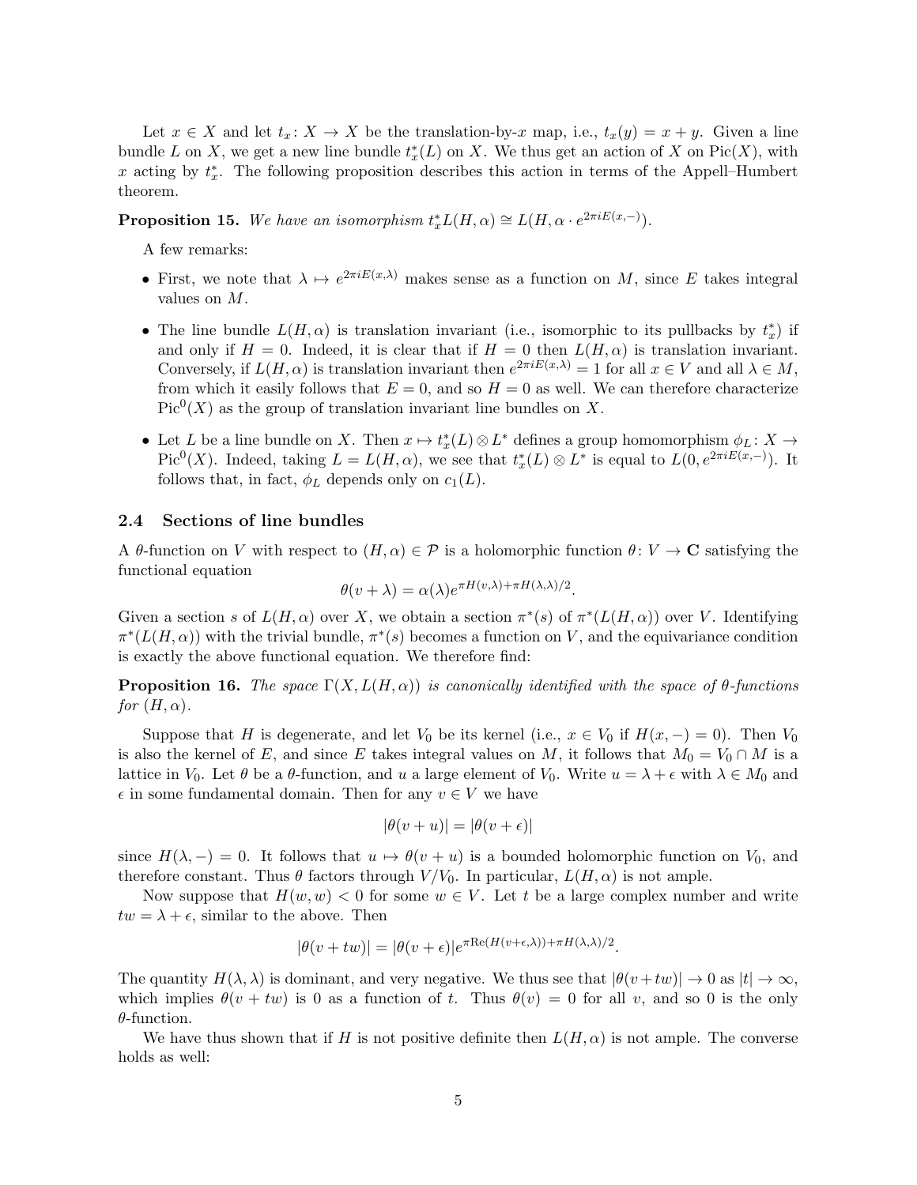Let $x \in X$ and let $t_x \colon X \to X$ be the translation-by-$x$ map, i.e., $t_x(y) = x + y$. Given a line bundle $L$ on $X$, we get a new line bundle $t_x^*(L)$ on $X$. We thus get an action of $X$ on $\mathrm{Pic}(X)$, with $x$ acting by $t_x^*$. The following proposition describes this action in terms of the Appell–Humbert theorem.

**Proposition 15.** *We have an isomorphism* $t_x^* L(H, \alpha) \cong L(H, \alpha \cdot e^{2\pi i E(x,-)})$.

A few remarks:

- First, we note that $\lambda \mapsto e^{2\pi i E(x,\lambda)}$ makes sense as a function on $M$, since $E$ takes integral values on $M$.
- The line bundle $L(H, \alpha)$ is translation invariant (i.e., isomorphic to its pullbacks by $t_x^*$) if and only if $H = 0$. Indeed, it is clear that if $H = 0$ then $L(H, \alpha)$ is translation invariant. Conversely, if $L(H, \alpha)$ is translation invariant then $e^{2\pi i E(x,\lambda)} = 1$ for all $x \in V$ and all $\lambda \in M$, from which it easily follows that $E = 0$, and so $H = 0$ as well. We can therefore characterize $\mathrm{Pic}^0(X)$ as the group of translation invariant line bundles on $X$.
- Let $L$ be a line bundle on $X$. Then $x \mapsto t_x^*(L) \otimes L^*$ defines a group homomorphism $\phi_L \colon X \to \mathrm{Pic}^0(X)$. Indeed, taking $L = L(H, \alpha)$, we see that $t_x^*(L) \otimes L^*$ is equal to $L(0, e^{2\pi i E(x,-)})$. It follows that, in fact, $\phi_L$ depends only on $c_1(L)$.

## 2.4 Sections of line bundles

A $\theta$-function on $V$ with respect to $(H, \alpha) \in \mathcal{P}$ is a holomorphic function $\theta \colon V \to \mathbf{C}$ satisfying the functional equation

$$\theta(v + \lambda) = \alpha(\lambda) e^{\pi H(v,\lambda) + \pi H(\lambda,\lambda)/2}.$$

Given a section $s$ of $L(H, \alpha)$ over $X$, we obtain a section $\pi^*(s)$ of $\pi^*(L(H, \alpha))$ over $V$. Identifying $\pi^*(L(H, \alpha))$ with the trivial bundle, $\pi^*(s)$ becomes a function on $V$, and the equivariance condition is exactly the above functional equation. We therefore find:

**Proposition 16.** *The space $\Gamma(X, L(H, \alpha))$ is canonically identified with the space of $\theta$-functions for $(H, \alpha)$.*

Suppose that $H$ is degenerate, and let $V_0$ be its kernel (i.e., $x \in V_0$ if $H(x, -) = 0$). Then $V_0$ is also the kernel of $E$, and since $E$ takes integral values on $M$, it follows that $M_0 = V_0 \cap M$ is a lattice in $V_0$. Let $\theta$ be a $\theta$-function, and $u$ a large element of $V_0$. Write $u = \lambda + \epsilon$ with $\lambda \in M_0$ and $\epsilon$ in some fundamental domain. Then for any $v \in V$ we have

$$|\theta(v + u)| = |\theta(v + \epsilon)|$$

since $H(\lambda, -) = 0$. It follows that $u \mapsto \theta(v + u)$ is a bounded holomorphic function on $V_0$, and therefore constant. Thus $\theta$ factors through $V/V_0$. In particular, $L(H, \alpha)$ is not ample.

Now suppose that $H(w, w) < 0$ for some $w \in V$. Let $t$ be a large complex number and write $tw = \lambda + \epsilon$, similar to the above. Then

$$|\theta(v + tw)| = |\theta(v + \epsilon)| e^{\pi \mathrm{Re}(H(v+\epsilon,\lambda)) + \pi H(\lambda,\lambda)/2}.$$

The quantity $H(\lambda, \lambda)$ is dominant, and very negative. We thus see that $|\theta(v + tw)| \to 0$ as $|t| \to \infty$, which implies $\theta(v + tw)$ is 0 as a function of $t$. Thus $\theta(v) = 0$ for all $v$, and so 0 is the only $\theta$-function.

We have thus shown that if $H$ is not positive definite then $L(H, \alpha)$ is not ample. The converse holds as well: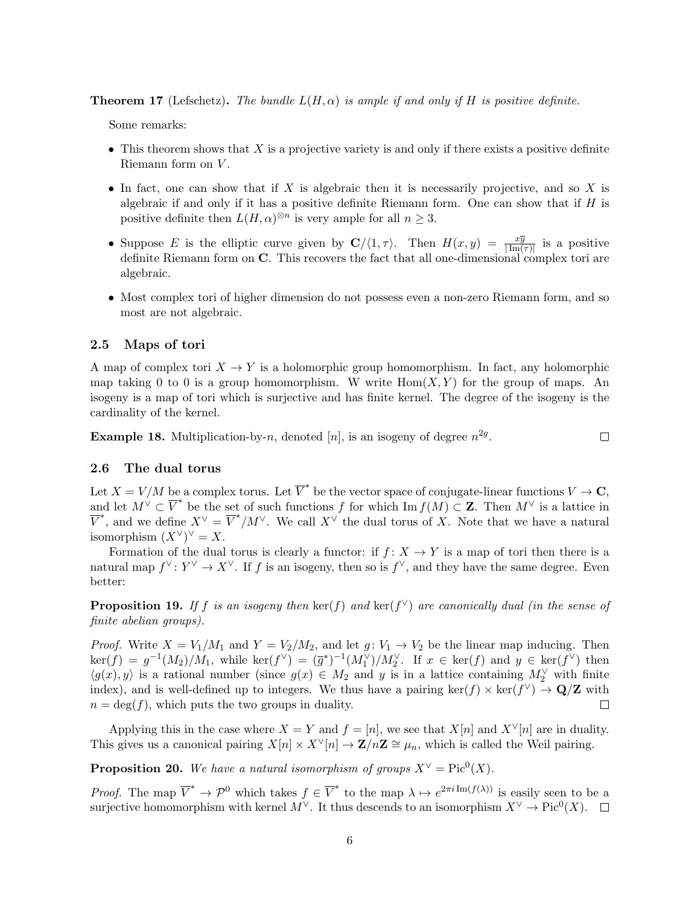**Theorem 17** (Lefschetz)**.** *The bundle $L(H, \alpha)$ is ample if and only if $H$ is positive definite.*

Some remarks:

- This theorem shows that $X$ is a projective variety is and only if there exists a positive definite Riemann form on $V$.
- In fact, one can show that if $X$ is algebraic then it is necessarily projective, and so $X$ is algebraic if and only if it has a positive definite Riemann form. One can show that if $H$ is positive definite then $L(H, \alpha)^{\otimes n}$ is very ample for all $n \geq 3$.
- Suppose $E$ is the elliptic curve given by $\mathbf{C}/\langle 1, \tau \rangle$. Then $H(x, y) = \frac{x\overline{y}}{|\mathrm{Im}(\tau)|}$ is a positive definite Riemann form on $\mathbf{C}$. This recovers the fact that all one-dimensional complex tori are algebraic.
- Most complex tori of higher dimension do not possess even a non-zero Riemann form, and so most are not algebraic.

## 2.5 Maps of tori

A map of complex tori $X \to Y$ is a holomorphic group homomorphism. In fact, any holomorphic map taking 0 to 0 is a group homomorphism. W write $\mathrm{Hom}(X, Y)$ for the group of maps. An isogeny is a map of tori which is surjective and has finite kernel. The degree of the isogeny is the cardinality of the kernel.

**Example 18.** Multiplication-by-$n$, denoted $[n]$, is an isogeny of degree $n^{2g}$. □

## 2.6 The dual torus

Let $X = V/M$ be a complex torus. Let $\overline{V}^*$ be the vector space of conjugate-linear functions $V \to \mathbf{C}$, and let $M^\vee \subset \overline{V}^*$ be the set of such functions $f$ for which $\mathrm{Im}\, f(M) \subset \mathbf{Z}$. Then $M^\vee$ is a lattice in $\overline{V}^*$, and we define $X^\vee = \overline{V}^*/M^\vee$. We call $X^\vee$ the dual torus of $X$. Note that we have a natural isomorphism $(X^\vee)^\vee = X$.

Formation of the dual torus is clearly a functor: if $f \colon X \to Y$ is a map of tori then there is a natural map $f^\vee \colon Y^\vee \to X^\vee$. If $f$ is an isogeny, then so is $f^\vee$, and they have the same degree. Even better:

**Proposition 19.** *If $f$ is an isogeny then $\ker(f)$ and $\ker(f^\vee)$ are canonically dual (in the sense of finite abelian groups).*

*Proof.* Write $X = V_1/M_1$ and $Y = V_2/M_2$, and let $g \colon V_1 \to V_2$ be the linear map inducing. Then $\ker(f) = g^{-1}(M_2)/M_1$, while $\ker(f^\vee) = (\overline{g}^*)^{-1}(M_1^\vee)/M_2^\vee$. If $x \in \ker(f)$ and $y \in \ker(f^\vee)$ then $\langle g(x), y \rangle$ is a rational number (since $g(x) \in M_2$ and $y$ is in a lattice containing $M_2^\vee$ with finite index), and is well-defined up to integers. We thus have a pairing $\ker(f) \times \ker(f^\vee) \to \mathbf{Q}/\mathbf{Z}$ with $n = \deg(f)$, which puts the two groups in duality. □

Applying this in the case where $X = Y$ and $f = [n]$, we see that $X[n]$ and $X^\vee[n]$ are in duality. This gives us a canonical pairing $X[n] \times X^\vee[n] \to \mathbf{Z}/n\mathbf{Z} \cong \mu_n$, which is called the Weil pairing.

**Proposition 20.** *We have a natural isomorphism of groups $X^\vee = \mathrm{Pic}^0(X)$.*

*Proof.* The map $\overline{V}^* \to \mathcal{P}^0$ which takes $f \in \overline{V}^*$ to the map $\lambda \mapsto e^{2\pi i \,\mathrm{Im}(f(\lambda))}$ is easily seen to be a surjective homomorphism with kernel $M^\vee$. It thus descends to an isomorphism $X^\vee \to \mathrm{Pic}^0(X)$. □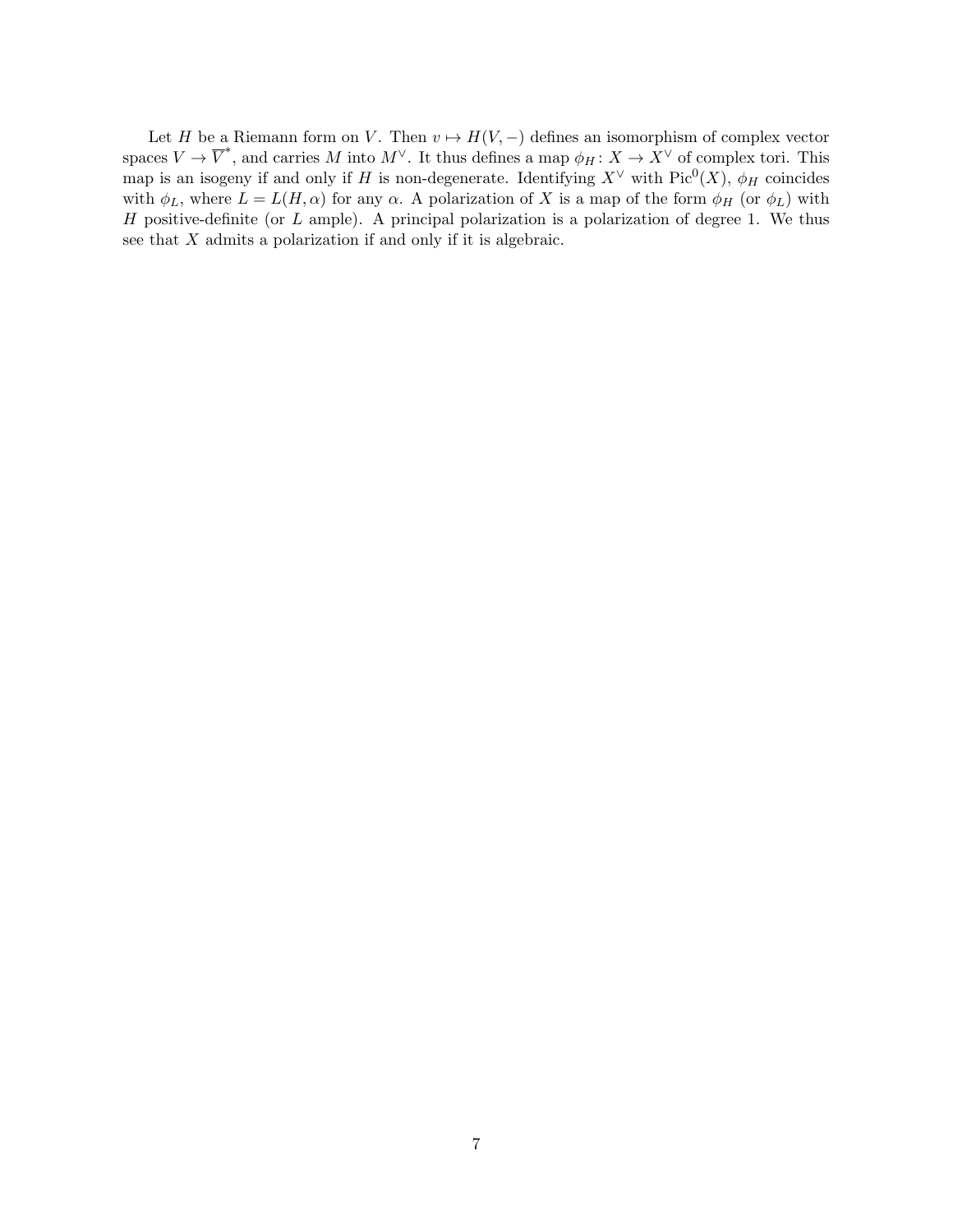Let $H$ be a Riemann form on $V$. Then $v \mapsto H(V, -)$ defines an isomorphism of complex vector spaces $V \to \overline{V}^*$, and carries $M$ into $M^\vee$. It thus defines a map $\phi_H \colon X \to X^\vee$ of complex tori. This map is an isogeny if and only if $H$ is non-degenerate. Identifying $X^\vee$ with $\mathrm{Pic}^0(X)$, $\phi_H$ coincides with $\phi_L$, where $L = L(H, \alpha)$ for any $\alpha$. A polarization of $X$ is a map of the form $\phi_H$ (or $\phi_L$) with $H$ positive-definite (or $L$ ample). A principal polarization is a polarization of degree 1. We thus see that $X$ admits a polarization if and only if it is algebraic.